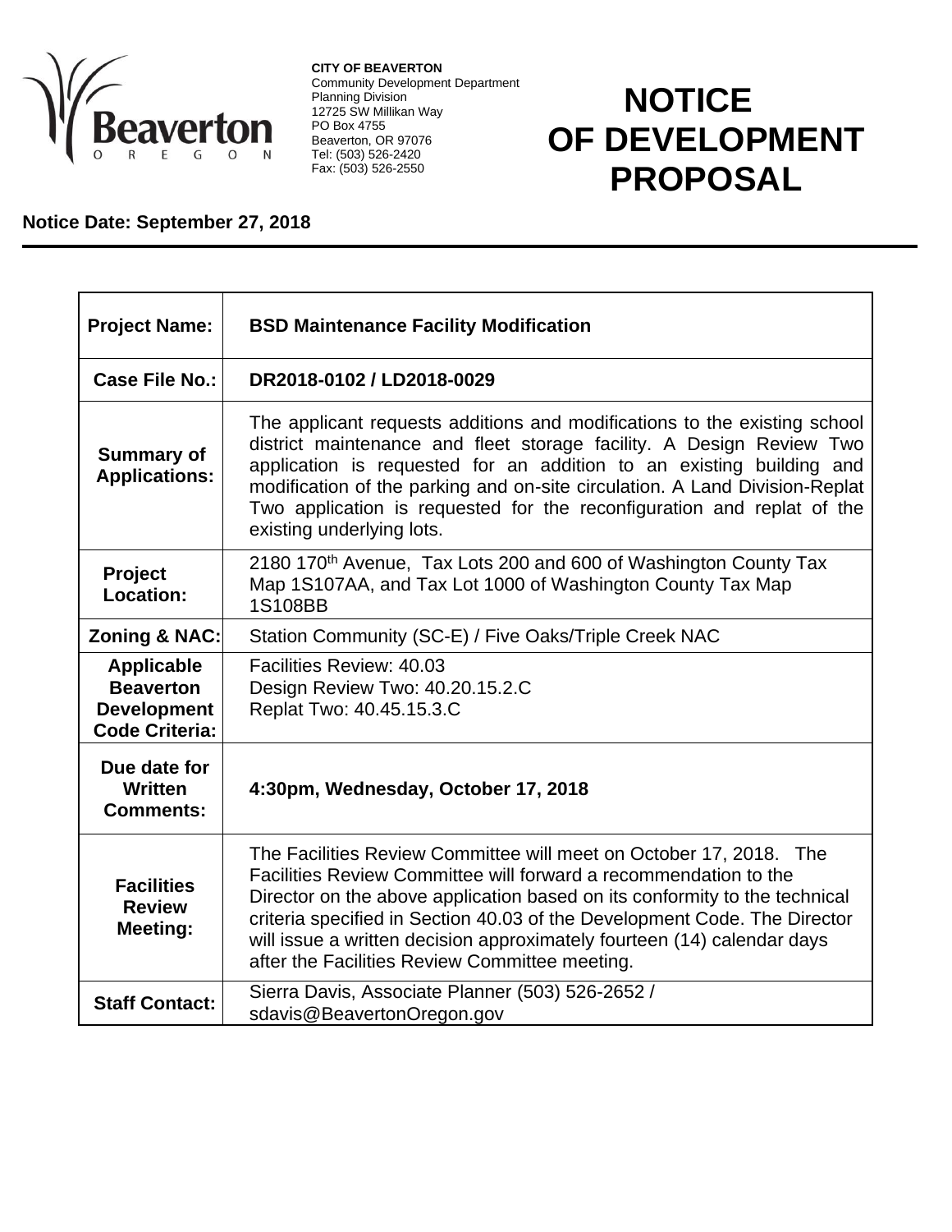**CITY OF BEAVERTON**
Community Development Department
Planning Division
12725 SW Millikan Way
PO Box 4755
Beaverton, OR 97076
Tel: (503) 526-2420
Fax: (503) 526-2550

# NOTICE OF DEVELOPMENT PROPOSAL

**Notice Date: September 27, 2018**

| | |
|---|---|
| **Project Name:** | **BSD Maintenance Facility Modification** |
| **Case File No.:** | **DR2018-0102 / LD2018-0029** |
| **Summary of Applications:** | The applicant requests additions and modifications to the existing school district maintenance and fleet storage facility. A Design Review Two application is requested for an addition to an existing building and modification of the parking and on-site circulation. A Land Division-Replat Two application is requested for the reconfiguration and replat of the existing underlying lots. |
| **Project Location:** | 2180 170th Avenue, Tax Lots 200 and 600 of Washington County Tax Map 1S107AA, and Tax Lot 1000 of Washington County Tax Map 1S108BB |
| **Zoning & NAC:** | Station Community (SC-E) / Five Oaks/Triple Creek NAC |
| **Applicable Beaverton Development Code Criteria:** | Facilities Review: 40.03<br>Design Review Two: 40.20.15.2.C<br>Replat Two: 40.45.15.3.C |
| **Due date for Written Comments:** | **4:30pm, Wednesday, October 17, 2018** |
| **Facilities Review Meeting:** | The Facilities Review Committee will meet on October 17, 2018. The Facilities Review Committee will forward a recommendation to the Director on the above application based on its conformity to the technical criteria specified in Section 40.03 of the Development Code. The Director will issue a written decision approximately fourteen (14) calendar days after the Facilities Review Committee meeting. |
| **Staff Contact:** | Sierra Davis, Associate Planner (503) 526-2652 / sdavis@BeavertonOregon.gov |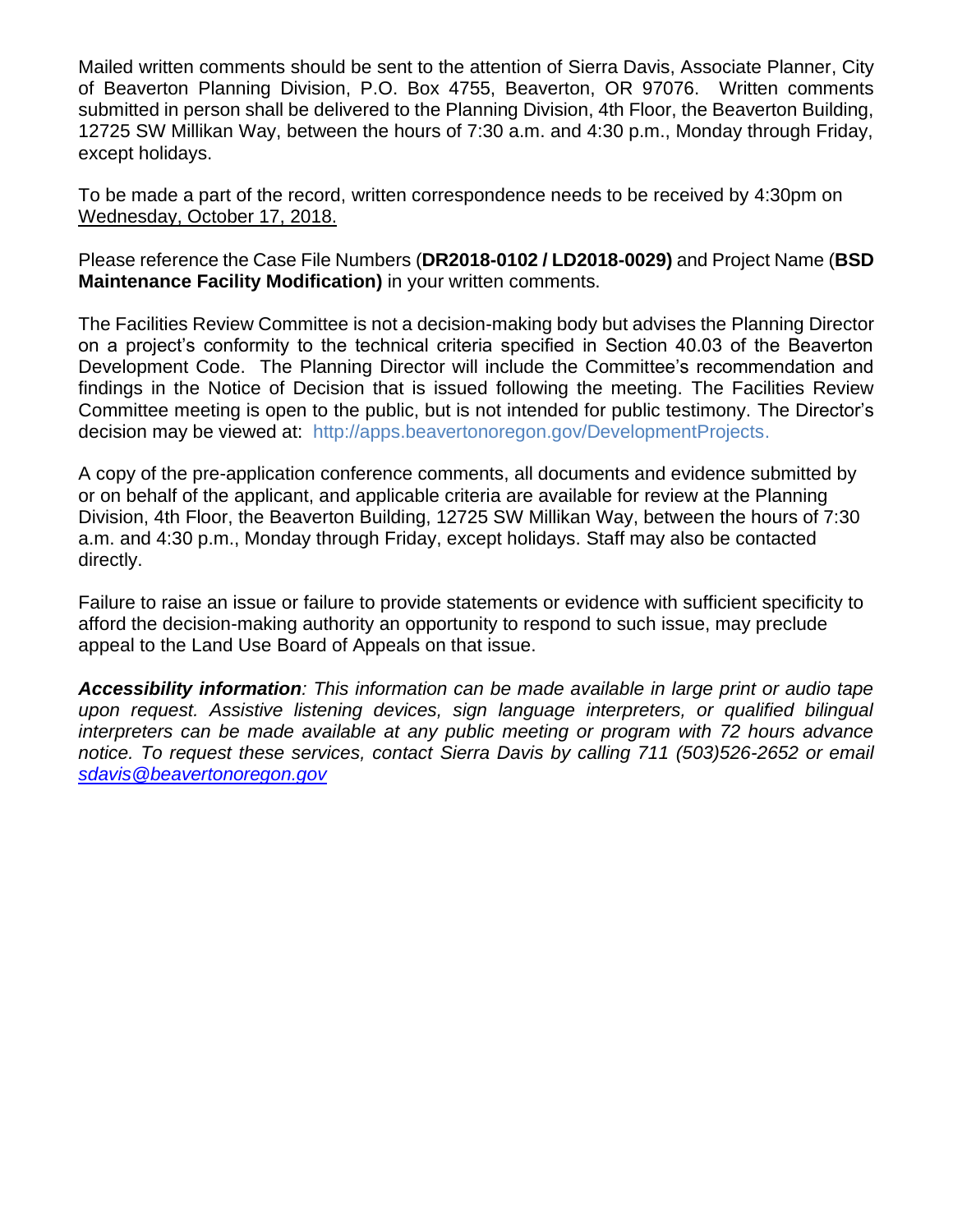Mailed written comments should be sent to the attention of Sierra Davis, Associate Planner, City of Beaverton Planning Division, P.O. Box 4755, Beaverton, OR 97076. Written comments submitted in person shall be delivered to the Planning Division, 4th Floor, the Beaverton Building, 12725 SW Millikan Way, between the hours of 7:30 a.m. and 4:30 p.m., Monday through Friday, except holidays.

To be made a part of the record, written correspondence needs to be received by 4:30pm on Wednesday, October 17, 2018.

Please reference the Case File Numbers (**DR2018-0102 / LD2018-0029)** and Project Name (**BSD Maintenance Facility Modification)** in your written comments.

The Facilities Review Committee is not a decision-making body but advises the Planning Director on a project's conformity to the technical criteria specified in Section 40.03 of the Beaverton Development Code. The Planning Director will include the Committee's recommendation and findings in the Notice of Decision that is issued following the meeting. The Facilities Review Committee meeting is open to the public, but is not intended for public testimony. The Director's decision may be viewed at: http://apps.beavertonoregon.gov/DevelopmentProjects.

A copy of the pre-application conference comments, all documents and evidence submitted by or on behalf of the applicant, and applicable criteria are available for review at the Planning Division, 4th Floor, the Beaverton Building, 12725 SW Millikan Way, between the hours of 7:30 a.m. and 4:30 p.m., Monday through Friday, except holidays. Staff may also be contacted directly.

Failure to raise an issue or failure to provide statements or evidence with sufficient specificity to afford the decision-making authority an opportunity to respond to such issue, may preclude appeal to the Land Use Board of Appeals on that issue.

***Accessibility information****: This information can be made available in large print or audio tape upon request. Assistive listening devices, sign language interpreters, or qualified bilingual interpreters can be made available at any public meeting or program with 72 hours advance notice. To request these services, contact Sierra Davis by calling 711 (503)526-2652 or email sdavis@beavertonoregon.gov*